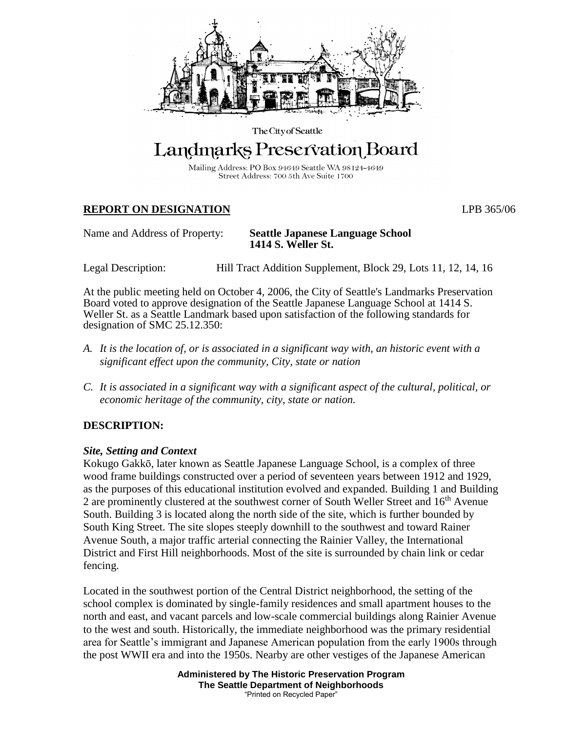The City of Seattle

# Landmarks Preservation Board

Mailing Address: PO Box 94649 Seattle WA 98124-4649
Street Address: 700 5th Ave Suite 1700

**REPORT ON DESIGNATION** LPB 365/06

Name and Address of Property: **Seattle Japanese Language School**
**1414 S. Weller St.**

Legal Description: Hill Tract Addition Supplement, Block 29, Lots 11, 12, 14, 16

At the public meeting held on October 4, 2006, the City of Seattle's Landmarks Preservation Board voted to approve designation of the Seattle Japanese Language School at 1414 S. Weller St. as a Seattle Landmark based upon satisfaction of the following standards for designation of SMC 25.12.350:

*A. It is the location of, or is associated in a significant way with, an historic event with a significant effect upon the community, City, state or nation*

*C. It is associated in a significant way with a significant aspect of the cultural, political, or economic heritage of the community, city, state or nation.*

## DESCRIPTION:

### *Site, Setting and Context*

Kokugo Gakkō, later known as Seattle Japanese Language School, is a complex of three wood frame buildings constructed over a period of seventeen years between 1912 and 1929, as the purposes of this educational institution evolved and expanded. Building 1 and Building 2 are prominently clustered at the southwest corner of South Weller Street and 16th Avenue South. Building 3 is located along the north side of the site, which is further bounded by South King Street. The site slopes steeply downhill to the southwest and toward Rainier Avenue South, a major traffic arterial connecting the Rainier Valley, the International District and First Hill neighborhoods. Most of the site is surrounded by chain link or cedar fencing.

Located in the southwest portion of the Central District neighborhood, the setting of the school complex is dominated by single-family residences and small apartment houses to the north and east, and vacant parcels and low-scale commercial buildings along Rainier Avenue to the west and south. Historically, the immediate neighborhood was the primary residential area for Seattle's immigrant and Japanese American population from the early 1900s through the post WWII era and into the 1950s. Nearby are other vestiges of the Japanese American

Administered by The Historic Preservation Program
The Seattle Department of Neighborhoods
"Printed on Recycled Paper"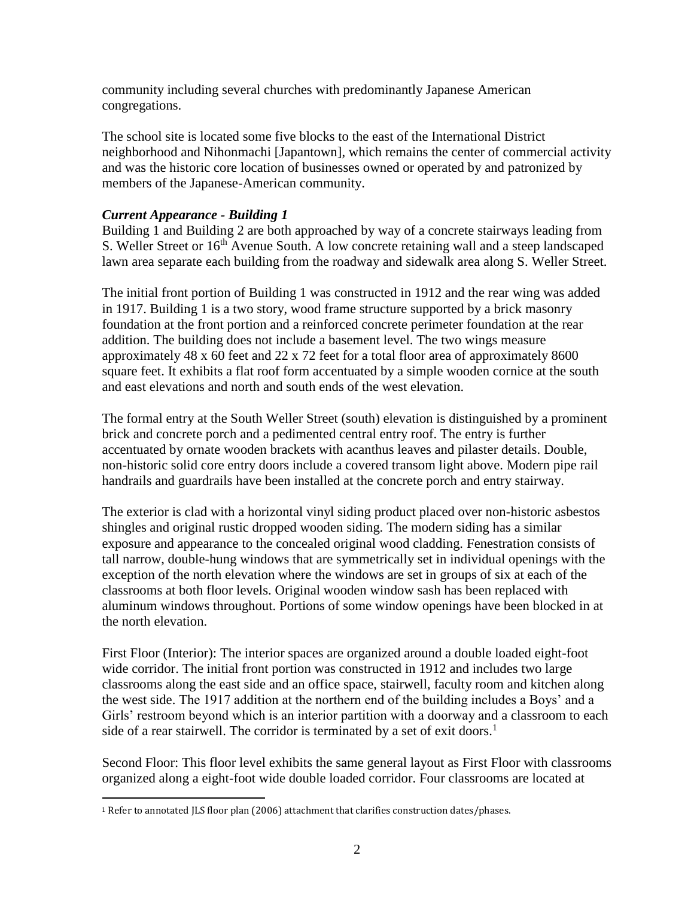community including several churches with predominantly Japanese American congregations.

The school site is located some five blocks to the east of the International District neighborhood and Nihonmachi [Japantown], which remains the center of commercial activity and was the historic core location of businesses owned or operated by and patronized by members of the Japanese-American community.

### *Current Appearance - Building 1*

Building 1 and Building 2 are both approached by way of a concrete stairways leading from S. Weller Street or 16th Avenue South. A low concrete retaining wall and a steep landscaped lawn area separate each building from the roadway and sidewalk area along S. Weller Street.

The initial front portion of Building 1 was constructed in 1912 and the rear wing was added in 1917. Building 1 is a two story, wood frame structure supported by a brick masonry foundation at the front portion and a reinforced concrete perimeter foundation at the rear addition. The building does not include a basement level. The two wings measure approximately 48 x 60 feet and 22 x 72 feet for a total floor area of approximately 8600 square feet. It exhibits a flat roof form accentuated by a simple wooden cornice at the south and east elevations and north and south ends of the west elevation.

The formal entry at the South Weller Street (south) elevation is distinguished by a prominent brick and concrete porch and a pedimented central entry roof. The entry is further accentuated by ornate wooden brackets with acanthus leaves and pilaster details. Double, non-historic solid core entry doors include a covered transom light above. Modern pipe rail handrails and guardrails have been installed at the concrete porch and entry stairway.

The exterior is clad with a horizontal vinyl siding product placed over non-historic asbestos shingles and original rustic dropped wooden siding. The modern siding has a similar exposure and appearance to the concealed original wood cladding. Fenestration consists of tall narrow, double-hung windows that are symmetrically set in individual openings with the exception of the north elevation where the windows are set in groups of six at each of the classrooms at both floor levels. Original wooden window sash has been replaced with aluminum windows throughout. Portions of some window openings have been blocked in at the north elevation.

First Floor (Interior): The interior spaces are organized around a double loaded eight-foot wide corridor. The initial front portion was constructed in 1912 and includes two large classrooms along the east side and an office space, stairwell, faculty room and kitchen along the west side. The 1917 addition at the northern end of the building includes a Boys' and a Girls' restroom beyond which is an interior partition with a doorway and a classroom to each side of a rear stairwell. The corridor is terminated by a set of exit doors.[1]

Second Floor: This floor level exhibits the same general layout as First Floor with classrooms organized along a eight-foot wide double loaded corridor. Four classrooms are located at

[1] Refer to annotated JLS floor plan (2006) attachment that clarifies construction dates/phases.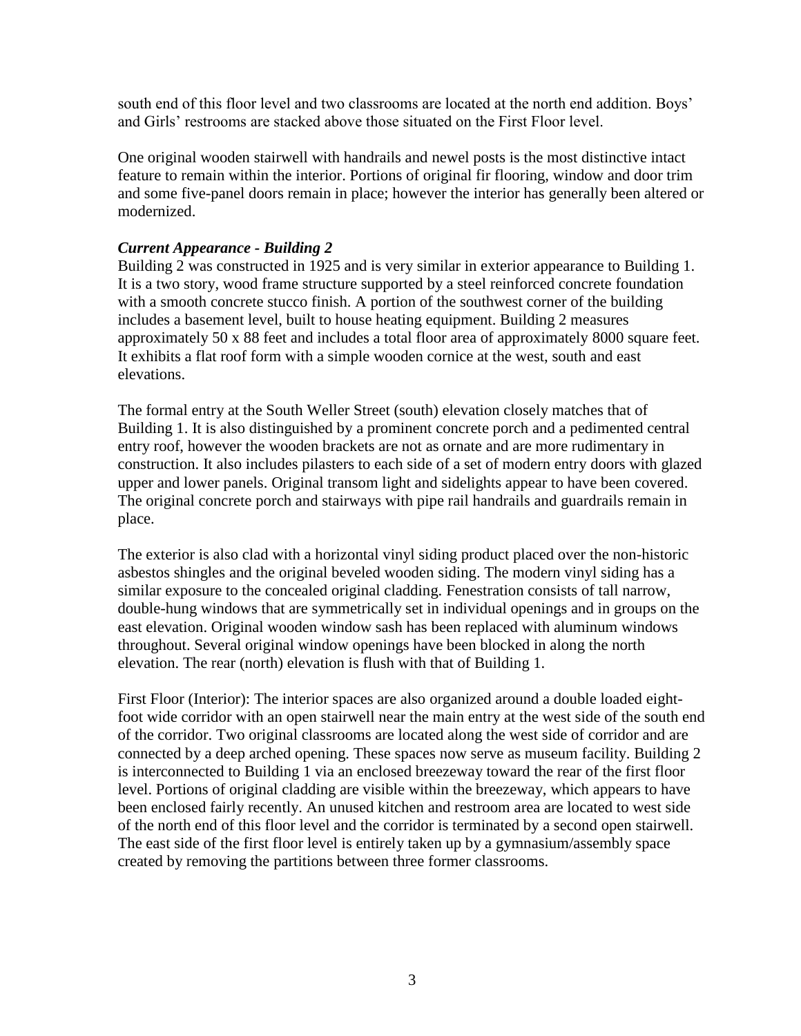south end of this floor level and two classrooms are located at the north end addition. Boys' and Girls' restrooms are stacked above those situated on the First Floor level.

One original wooden stairwell with handrails and newel posts is the most distinctive intact feature to remain within the interior. Portions of original fir flooring, window and door trim and some five-panel doors remain in place; however the interior has generally been altered or modernized.

***Current Appearance - Building 2***

Building 2 was constructed in 1925 and is very similar in exterior appearance to Building 1. It is a two story, wood frame structure supported by a steel reinforced concrete foundation with a smooth concrete stucco finish. A portion of the southwest corner of the building includes a basement level, built to house heating equipment. Building 2 measures approximately 50 x 88 feet and includes a total floor area of approximately 8000 square feet. It exhibits a flat roof form with a simple wooden cornice at the west, south and east elevations.

The formal entry at the South Weller Street (south) elevation closely matches that of Building 1. It is also distinguished by a prominent concrete porch and a pedimented central entry roof, however the wooden brackets are not as ornate and are more rudimentary in construction. It also includes pilasters to each side of a set of modern entry doors with glazed upper and lower panels. Original transom light and sidelights appear to have been covered. The original concrete porch and stairways with pipe rail handrails and guardrails remain in place.

The exterior is also clad with a horizontal vinyl siding product placed over the non-historic asbestos shingles and the original beveled wooden siding. The modern vinyl siding has a similar exposure to the concealed original cladding. Fenestration consists of tall narrow, double-hung windows that are symmetrically set in individual openings and in groups on the east elevation. Original wooden window sash has been replaced with aluminum windows throughout. Several original window openings have been blocked in along the north elevation. The rear (north) elevation is flush with that of Building 1.

First Floor (Interior): The interior spaces are also organized around a double loaded eight-foot wide corridor with an open stairwell near the main entry at the west side of the south end of the corridor. Two original classrooms are located along the west side of corridor and are connected by a deep arched opening. These spaces now serve as museum facility. Building 2 is interconnected to Building 1 via an enclosed breezeway toward the rear of the first floor level. Portions of original cladding are visible within the breezeway, which appears to have been enclosed fairly recently. An unused kitchen and restroom area are located to west side of the north end of this floor level and the corridor is terminated by a second open stairwell. The east side of the first floor level is entirely taken up by a gymnasium/assembly space created by removing the partitions between three former classrooms.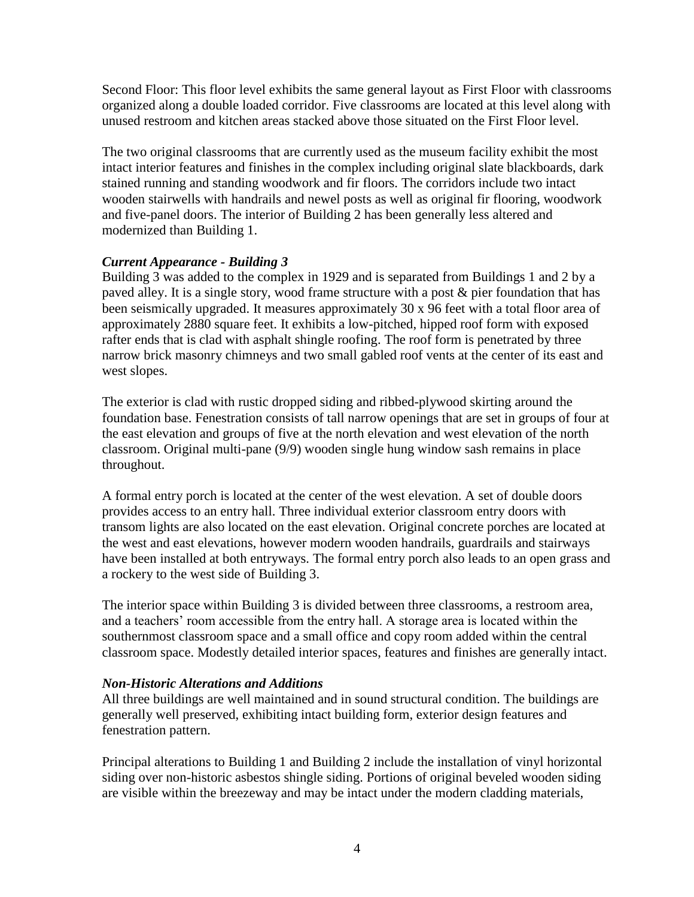Second Floor: This floor level exhibits the same general layout as First Floor with classrooms organized along a double loaded corridor. Five classrooms are located at this level along with unused restroom and kitchen areas stacked above those situated on the First Floor level.

The two original classrooms that are currently used as the museum facility exhibit the most intact interior features and finishes in the complex including original slate blackboards, dark stained running and standing woodwork and fir floors. The corridors include two intact wooden stairwells with handrails and newel posts as well as original fir flooring, woodwork and five-panel doors. The interior of Building 2 has been generally less altered and modernized than Building 1.

### *Current Appearance - Building 3*

Building 3 was added to the complex in 1929 and is separated from Buildings 1 and 2 by a paved alley. It is a single story, wood frame structure with a post & pier foundation that has been seismically upgraded. It measures approximately 30 x 96 feet with a total floor area of approximately 2880 square feet. It exhibits a low-pitched, hipped roof form with exposed rafter ends that is clad with asphalt shingle roofing. The roof form is penetrated by three narrow brick masonry chimneys and two small gabled roof vents at the center of its east and west slopes.

The exterior is clad with rustic dropped siding and ribbed-plywood skirting around the foundation base. Fenestration consists of tall narrow openings that are set in groups of four at the east elevation and groups of five at the north elevation and west elevation of the north classroom. Original multi-pane (9/9) wooden single hung window sash remains in place throughout.

A formal entry porch is located at the center of the west elevation. A set of double doors provides access to an entry hall. Three individual exterior classroom entry doors with transom lights are also located on the east elevation. Original concrete porches are located at the west and east elevations, however modern wooden handrails, guardrails and stairways have been installed at both entryways. The formal entry porch also leads to an open grass and a rockery to the west side of Building 3.

The interior space within Building 3 is divided between three classrooms, a restroom area, and a teachers' room accessible from the entry hall. A storage area is located within the southernmost classroom space and a small office and copy room added within the central classroom space. Modestly detailed interior spaces, features and finishes are generally intact.

### *Non-Historic Alterations and Additions*

All three buildings are well maintained and in sound structural condition. The buildings are generally well preserved, exhibiting intact building form, exterior design features and fenestration pattern.

Principal alterations to Building 1 and Building 2 include the installation of vinyl horizontal siding over non-historic asbestos shingle siding. Portions of original beveled wooden siding are visible within the breezeway and may be intact under the modern cladding materials,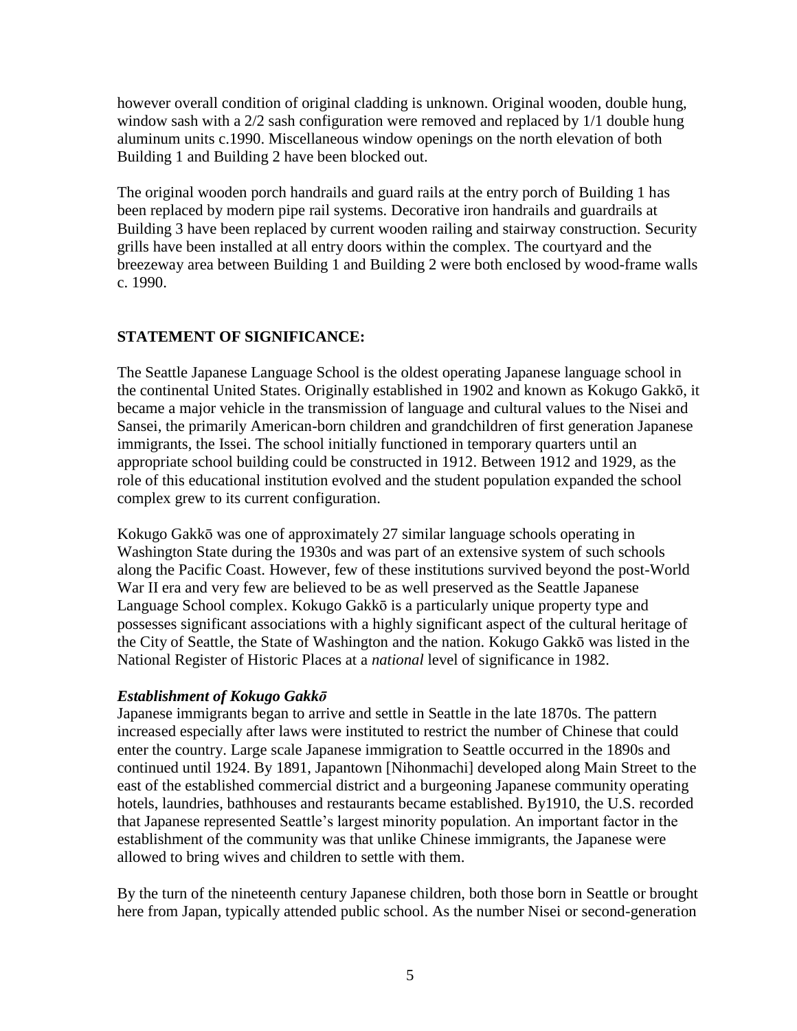however overall condition of original cladding is unknown. Original wooden, double hung, window sash with a 2/2 sash configuration were removed and replaced by 1/1 double hung aluminum units c.1990. Miscellaneous window openings on the north elevation of both Building 1 and Building 2 have been blocked out.

The original wooden porch handrails and guard rails at the entry porch of Building 1 has been replaced by modern pipe rail systems. Decorative iron handrails and guardrails at Building 3 have been replaced by current wooden railing and stairway construction. Security grills have been installed at all entry doors within the complex. The courtyard and the breezeway area between Building 1 and Building 2 were both enclosed by wood-frame walls c. 1990.

## STATEMENT OF SIGNIFICANCE:

The Seattle Japanese Language School is the oldest operating Japanese language school in the continental United States. Originally established in 1902 and known as Kokugo Gakkō, it became a major vehicle in the transmission of language and cultural values to the Nisei and Sansei, the primarily American-born children and grandchildren of first generation Japanese immigrants, the Issei. The school initially functioned in temporary quarters until an appropriate school building could be constructed in 1912. Between 1912 and 1929, as the role of this educational institution evolved and the student population expanded the school complex grew to its current configuration.

Kokugo Gakkō was one of approximately 27 similar language schools operating in Washington State during the 1930s and was part of an extensive system of such schools along the Pacific Coast. However, few of these institutions survived beyond the post-World War II era and very few are believed to be as well preserved as the Seattle Japanese Language School complex. Kokugo Gakkō is a particularly unique property type and possesses significant associations with a highly significant aspect of the cultural heritage of the City of Seattle, the State of Washington and the nation. Kokugo Gakkō was listed in the National Register of Historic Places at a *national* level of significance in 1982.

### *Establishment of Kokugo Gakkō*

Japanese immigrants began to arrive and settle in Seattle in the late 1870s. The pattern increased especially after laws were instituted to restrict the number of Chinese that could enter the country. Large scale Japanese immigration to Seattle occurred in the 1890s and continued until 1924. By 1891, Japantown [Nihonmachi] developed along Main Street to the east of the established commercial district and a burgeoning Japanese community operating hotels, laundries, bathhouses and restaurants became established. By1910, the U.S. recorded that Japanese represented Seattle's largest minority population. An important factor in the establishment of the community was that unlike Chinese immigrants, the Japanese were allowed to bring wives and children to settle with them.

By the turn of the nineteenth century Japanese children, both those born in Seattle or brought here from Japan, typically attended public school. As the number Nisei or second-generation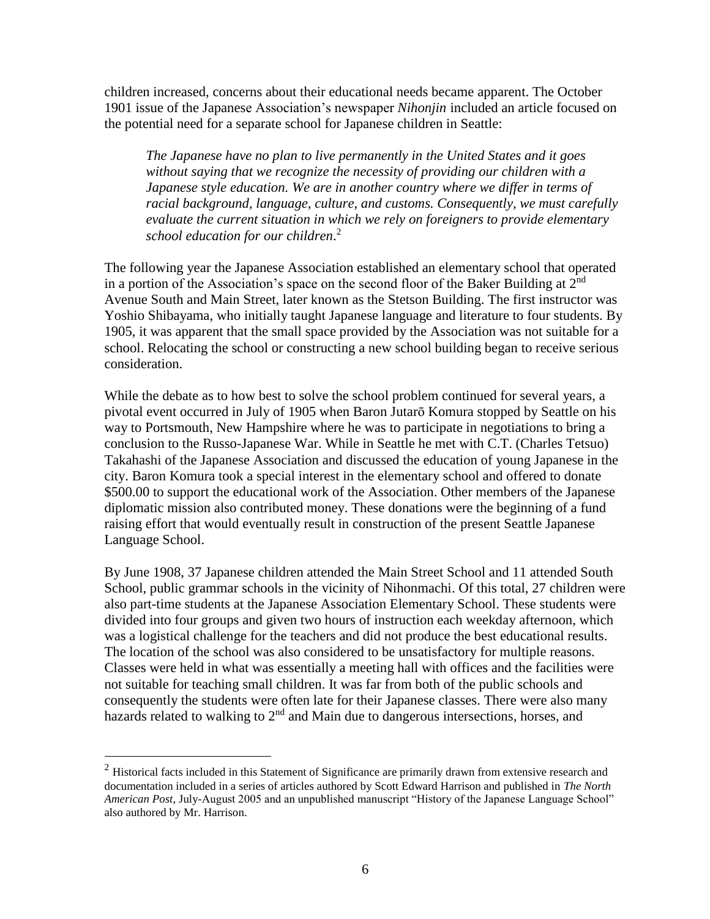children increased, concerns about their educational needs became apparent. The October 1901 issue of the Japanese Association's newspaper *Nihonjin* included an article focused on the potential need for a separate school for Japanese children in Seattle:

> *The Japanese have no plan to live permanently in the United States and it goes without saying that we recognize the necessity of providing our children with a Japanese style education. We are in another country where we differ in terms of racial background, language, culture, and customs. Consequently, we must carefully evaluate the current situation in which we rely on foreigners to provide elementary school education for our children*.[2]

The following year the Japanese Association established an elementary school that operated in a portion of the Association's space on the second floor of the Baker Building at 2nd Avenue South and Main Street, later known as the Stetson Building. The first instructor was Yoshio Shibayama, who initially taught Japanese language and literature to four students. By 1905, it was apparent that the small space provided by the Association was not suitable for a school. Relocating the school or constructing a new school building began to receive serious consideration.

While the debate as to how best to solve the school problem continued for several years, a pivotal event occurred in July of 1905 when Baron Jutarō Komura stopped by Seattle on his way to Portsmouth, New Hampshire where he was to participate in negotiations to bring a conclusion to the Russo-Japanese War. While in Seattle he met with C.T. (Charles Tetsuo) Takahashi of the Japanese Association and discussed the education of young Japanese in the city. Baron Komura took a special interest in the elementary school and offered to donate $500.00 to support the educational work of the Association. Other members of the Japanese diplomatic mission also contributed money. These donations were the beginning of a fund raising effort that would eventually result in construction of the present Seattle Japanese Language School.

By June 1908, 37 Japanese children attended the Main Street School and 11 attended South School, public grammar schools in the vicinity of Nihonmachi. Of this total, 27 children were also part-time students at the Japanese Association Elementary School. These students were divided into four groups and given two hours of instruction each weekday afternoon, which was a logistical challenge for the teachers and did not produce the best educational results. The location of the school was also considered to be unsatisfactory for multiple reasons. Classes were held in what was essentially a meeting hall with offices and the facilities were not suitable for teaching small children. It was far from both of the public schools and consequently the students were often late for their Japanese classes. There were also many hazards related to walking to 2nd and Main due to dangerous intersections, horses, and

---

[2] Historical facts included in this Statement of Significance are primarily drawn from extensive research and documentation included in a series of articles authored by Scott Edward Harrison and published in *The North American Post*, July-August 2005 and an unpublished manuscript "History of the Japanese Language School" also authored by Mr. Harrison.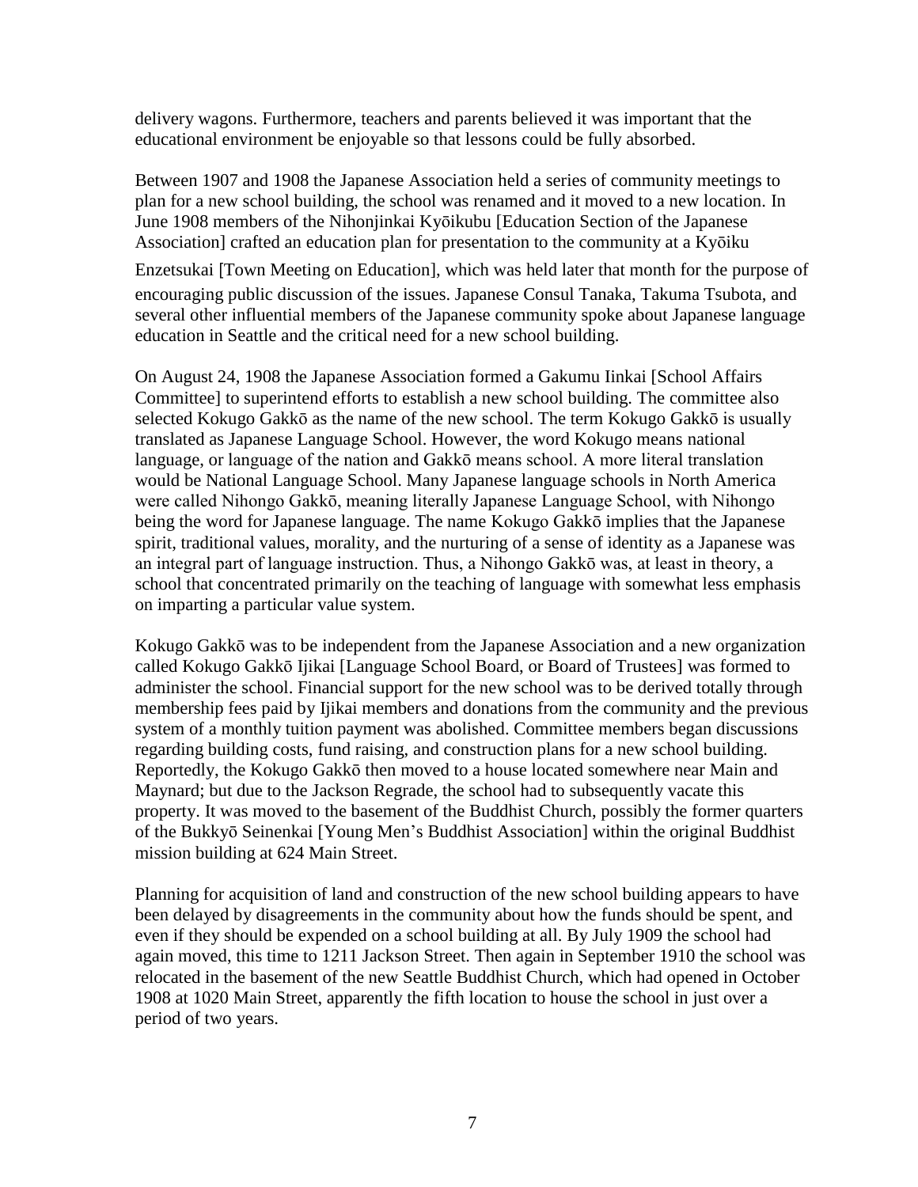delivery wagons. Furthermore, teachers and parents believed it was important that the educational environment be enjoyable so that lessons could be fully absorbed.

Between 1907 and 1908 the Japanese Association held a series of community meetings to plan for a new school building, the school was renamed and it moved to a new location. In June 1908 members of the Nihonjinkai Kyōikubu [Education Section of the Japanese Association] crafted an education plan for presentation to the community at a Kyōiku Enzetsukai [Town Meeting on Education], which was held later that month for the purpose of encouraging public discussion of the issues. Japanese Consul Tanaka, Takuma Tsubota, and several other influential members of the Japanese community spoke about Japanese language education in Seattle and the critical need for a new school building.

On August 24, 1908 the Japanese Association formed a Gakumu Iinkai [School Affairs Committee] to superintend efforts to establish a new school building. The committee also selected Kokugo Gakkō as the name of the new school. The term Kokugo Gakkō is usually translated as Japanese Language School. However, the word Kokugo means national language, or language of the nation and Gakkō means school. A more literal translation would be National Language School. Many Japanese language schools in North America were called Nihongo Gakkō, meaning literally Japanese Language School, with Nihongo being the word for Japanese language. The name Kokugo Gakkō implies that the Japanese spirit, traditional values, morality, and the nurturing of a sense of identity as a Japanese was an integral part of language instruction. Thus, a Nihongo Gakkō was, at least in theory, a school that concentrated primarily on the teaching of language with somewhat less emphasis on imparting a particular value system.

Kokugo Gakkō was to be independent from the Japanese Association and a new organization called Kokugo Gakkō Ijikai [Language School Board, or Board of Trustees] was formed to administer the school. Financial support for the new school was to be derived totally through membership fees paid by Ijikai members and donations from the community and the previous system of a monthly tuition payment was abolished. Committee members began discussions regarding building costs, fund raising, and construction plans for a new school building. Reportedly, the Kokugo Gakkō then moved to a house located somewhere near Main and Maynard; but due to the Jackson Regrade, the school had to subsequently vacate this property. It was moved to the basement of the Buddhist Church, possibly the former quarters of the Bukkyō Seinenkai [Young Men's Buddhist Association] within the original Buddhist mission building at 624 Main Street.

Planning for acquisition of land and construction of the new school building appears to have been delayed by disagreements in the community about how the funds should be spent, and even if they should be expended on a school building at all. By July 1909 the school had again moved, this time to 1211 Jackson Street. Then again in September 1910 the school was relocated in the basement of the new Seattle Buddhist Church, which had opened in October 1908 at 1020 Main Street, apparently the fifth location to house the school in just over a period of two years.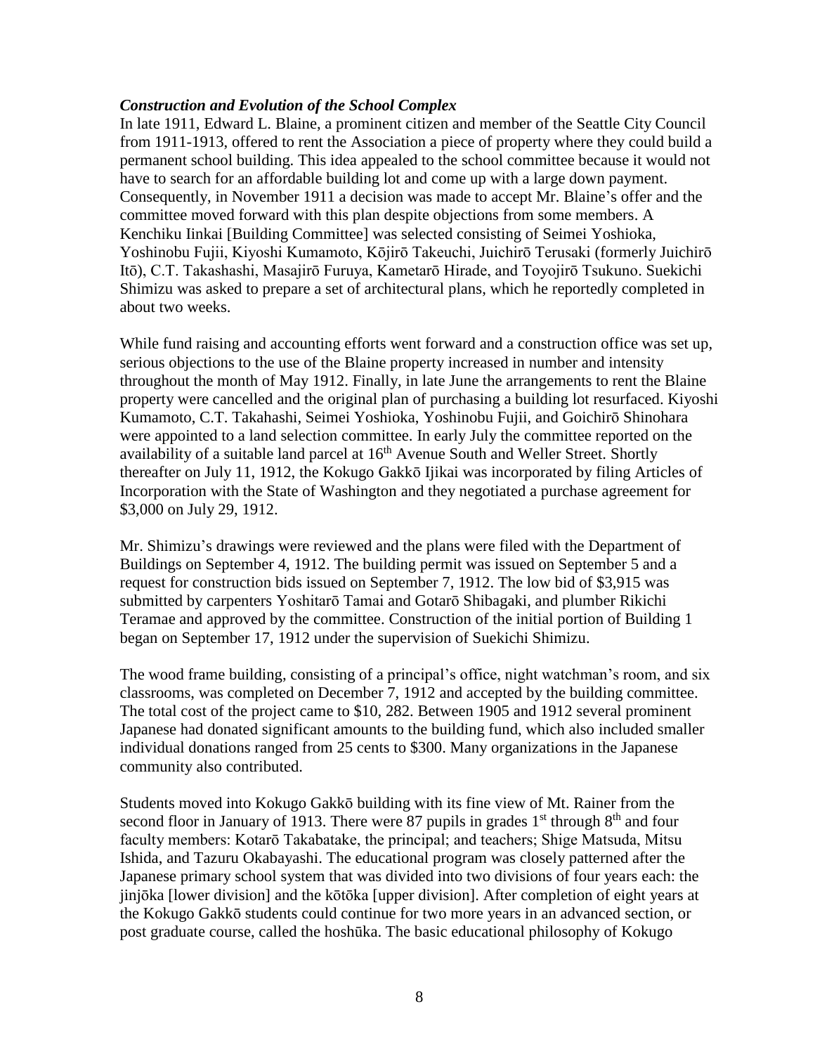### *Construction and Evolution of the School Complex*

In late 1911, Edward L. Blaine, a prominent citizen and member of the Seattle City Council from 1911-1913, offered to rent the Association a piece of property where they could build a permanent school building. This idea appealed to the school committee because it would not have to search for an affordable building lot and come up with a large down payment. Consequently, in November 1911 a decision was made to accept Mr. Blaine's offer and the committee moved forward with this plan despite objections from some members. A Kenchiku Iinkai [Building Committee] was selected consisting of Seimei Yoshioka, Yoshinobu Fujii, Kiyoshi Kumamoto, Kōjirō Takeuchi, Juichirō Terusaki (formerly Juichirō Itō), C.T. Takashashi, Masajirō Furuya, Kametarō Hirade, and Toyojirō Tsukuno. Suekichi Shimizu was asked to prepare a set of architectural plans, which he reportedly completed in about two weeks.

While fund raising and accounting efforts went forward and a construction office was set up, serious objections to the use of the Blaine property increased in number and intensity throughout the month of May 1912. Finally, in late June the arrangements to rent the Blaine property were cancelled and the original plan of purchasing a building lot resurfaced. Kiyoshi Kumamoto, C.T. Takahashi, Seimei Yoshioka, Yoshinobu Fujii, and Goichirō Shinohara were appointed to a land selection committee. In early July the committee reported on the availability of a suitable land parcel at 16th Avenue South and Weller Street. Shortly thereafter on July 11, 1912, the Kokugo Gakkō Ijikai was incorporated by filing Articles of Incorporation with the State of Washington and they negotiated a purchase agreement for $3,000 on July 29, 1912.

Mr. Shimizu's drawings were reviewed and the plans were filed with the Department of Buildings on September 4, 1912. The building permit was issued on September 5 and a request for construction bids issued on September 7, 1912. The low bid of $3,915 was submitted by carpenters Yoshitarō Tamai and Gotarō Shibagaki, and plumber Rikichi Teramae and approved by the committee. Construction of the initial portion of Building 1 began on September 17, 1912 under the supervision of Suekichi Shimizu.

The wood frame building, consisting of a principal's office, night watchman's room, and six classrooms, was completed on December 7, 1912 and accepted by the building committee. The total cost of the project came to $10, 282. Between 1905 and 1912 several prominent Japanese had donated significant amounts to the building fund, which also included smaller individual donations ranged from 25 cents to $300. Many organizations in the Japanese community also contributed.

Students moved into Kokugo Gakkō building with its fine view of Mt. Rainer from the second floor in January of 1913. There were 87 pupils in grades 1st through 8th and four faculty members: Kotarō Takabatake, the principal; and teachers; Shige Matsuda, Mitsu Ishida, and Tazuru Okabayashi. The educational program was closely patterned after the Japanese primary school system that was divided into two divisions of four years each: the jinjōka [lower division] and the kōtōka [upper division]. After completion of eight years at the Kokugo Gakkō students could continue for two more years in an advanced section, or post graduate course, called the hoshūka. The basic educational philosophy of Kokugo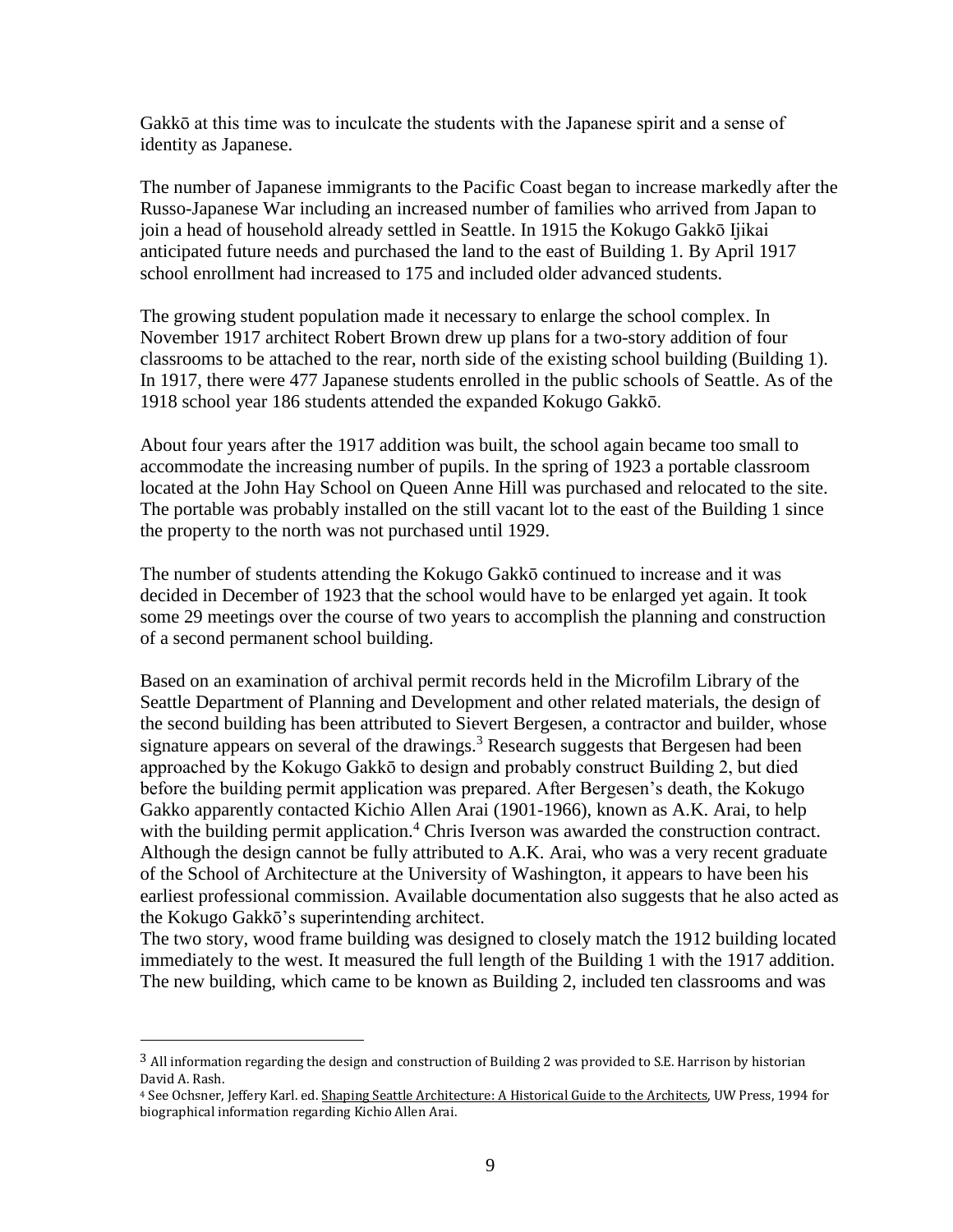Gakkō at this time was to inculcate the students with the Japanese spirit and a sense of identity as Japanese.

The number of Japanese immigrants to the Pacific Coast began to increase markedly after the Russo-Japanese War including an increased number of families who arrived from Japan to join a head of household already settled in Seattle. In 1915 the Kokugo Gakkō Ijikai anticipated future needs and purchased the land to the east of Building 1. By April 1917 school enrollment had increased to 175 and included older advanced students.

The growing student population made it necessary to enlarge the school complex. In November 1917 architect Robert Brown drew up plans for a two-story addition of four classrooms to be attached to the rear, north side of the existing school building (Building 1). In 1917, there were 477 Japanese students enrolled in the public schools of Seattle. As of the 1918 school year 186 students attended the expanded Kokugo Gakkō.

About four years after the 1917 addition was built, the school again became too small to accommodate the increasing number of pupils. In the spring of 1923 a portable classroom located at the John Hay School on Queen Anne Hill was purchased and relocated to the site. The portable was probably installed on the still vacant lot to the east of the Building 1 since the property to the north was not purchased until 1929.

The number of students attending the Kokugo Gakkō continued to increase and it was decided in December of 1923 that the school would have to be enlarged yet again. It took some 29 meetings over the course of two years to accomplish the planning and construction of a second permanent school building.

Based on an examination of archival permit records held in the Microfilm Library of the Seattle Department of Planning and Development and other related materials, the design of the second building has been attributed to Sievert Bergesen, a contractor and builder, whose signature appears on several of the drawings.[3] Research suggests that Bergesen had been approached by the Kokugo Gakkō to design and probably construct Building 2, but died before the building permit application was prepared. After Bergesen's death, the Kokugo Gakko apparently contacted Kichio Allen Arai (1901-1966), known as A.K. Arai, to help with the building permit application.[4] Chris Iverson was awarded the construction contract. Although the design cannot be fully attributed to A.K. Arai, who was a very recent graduate of the School of Architecture at the University of Washington, it appears to have been his earliest professional commission. Available documentation also suggests that he also acted as the Kokugo Gakkō's superintending architect.

The two story, wood frame building was designed to closely match the 1912 building located immediately to the west. It measured the full length of the Building 1 with the 1917 addition. The new building, which came to be known as Building 2, included ten classrooms and was

---

[3] All information regarding the design and construction of Building 2 was provided to S.E. Harrison by historian David A. Rash.

[4] See Ochsner, Jeffery Karl. ed. Shaping Seattle Architecture: A Historical Guide to the Architects, UW Press, 1994 for biographical information regarding Kichio Allen Arai.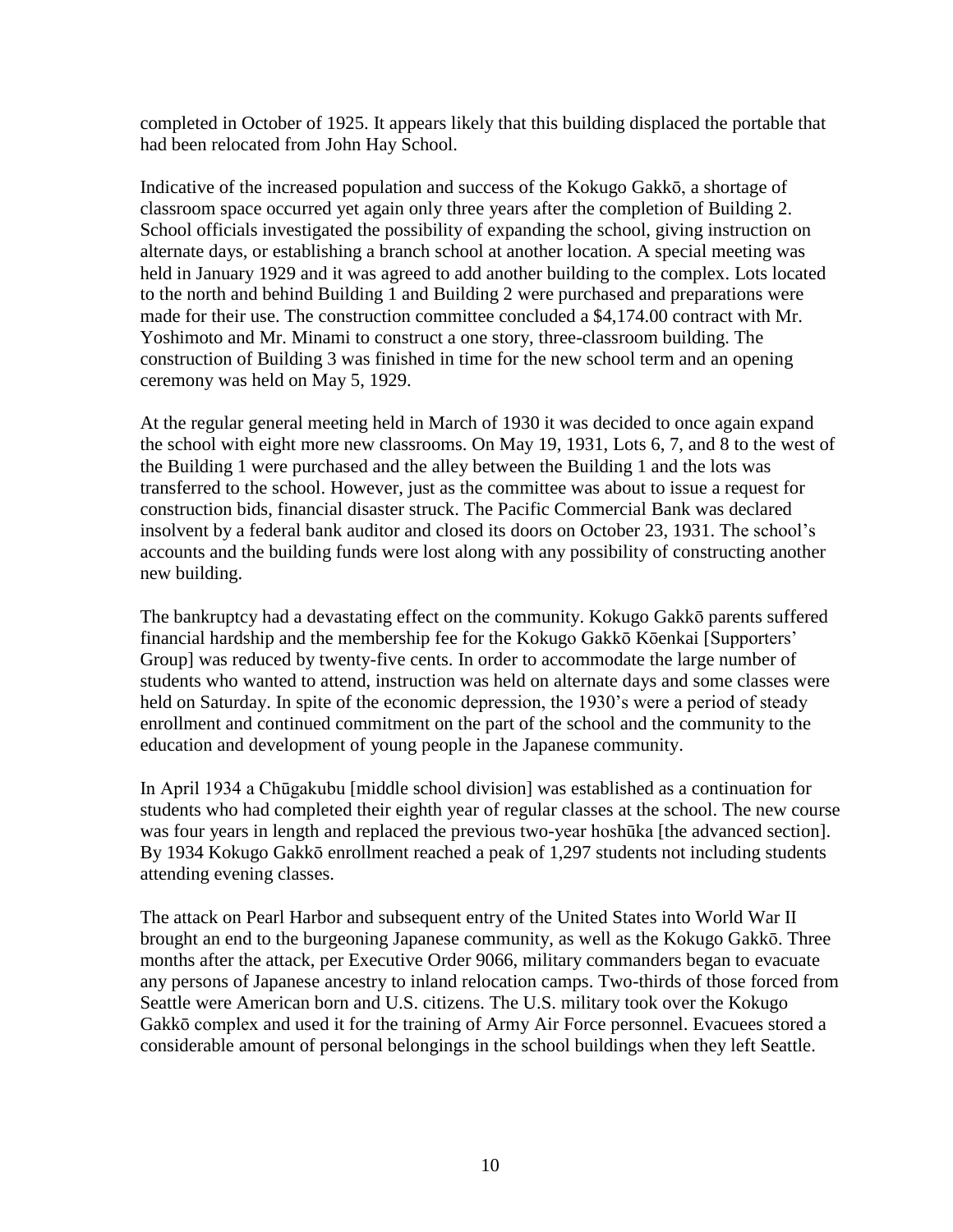completed in October of 1925. It appears likely that this building displaced the portable that had been relocated from John Hay School.

Indicative of the increased population and success of the Kokugo Gakkō, a shortage of classroom space occurred yet again only three years after the completion of Building 2. School officials investigated the possibility of expanding the school, giving instruction on alternate days, or establishing a branch school at another location. A special meeting was held in January 1929 and it was agreed to add another building to the complex. Lots located to the north and behind Building 1 and Building 2 were purchased and preparations were made for their use. The construction committee concluded a $4,174.00 contract with Mr. Yoshimoto and Mr. Minami to construct a one story, three-classroom building. The construction of Building 3 was finished in time for the new school term and an opening ceremony was held on May 5, 1929.

At the regular general meeting held in March of 1930 it was decided to once again expand the school with eight more new classrooms. On May 19, 1931, Lots 6, 7, and 8 to the west of the Building 1 were purchased and the alley between the Building 1 and the lots was transferred to the school. However, just as the committee was about to issue a request for construction bids, financial disaster struck. The Pacific Commercial Bank was declared insolvent by a federal bank auditor and closed its doors on October 23, 1931. The school's accounts and the building funds were lost along with any possibility of constructing another new building.

The bankruptcy had a devastating effect on the community. Kokugo Gakkō parents suffered financial hardship and the membership fee for the Kokugo Gakkō Kōenkai [Supporters' Group] was reduced by twenty-five cents. In order to accommodate the large number of students who wanted to attend, instruction was held on alternate days and some classes were held on Saturday. In spite of the economic depression, the 1930's were a period of steady enrollment and continued commitment on the part of the school and the community to the education and development of young people in the Japanese community.

In April 1934 a Chūgakubu [middle school division] was established as a continuation for students who had completed their eighth year of regular classes at the school. The new course was four years in length and replaced the previous two-year hoshūka [the advanced section]. By 1934 Kokugo Gakkō enrollment reached a peak of 1,297 students not including students attending evening classes.

The attack on Pearl Harbor and subsequent entry of the United States into World War II brought an end to the burgeoning Japanese community, as well as the Kokugo Gakkō. Three months after the attack, per Executive Order 9066, military commanders began to evacuate any persons of Japanese ancestry to inland relocation camps. Two-thirds of those forced from Seattle were American born and U.S. citizens. The U.S. military took over the Kokugo Gakkō complex and used it for the training of Army Air Force personnel. Evacuees stored a considerable amount of personal belongings in the school buildings when they left Seattle.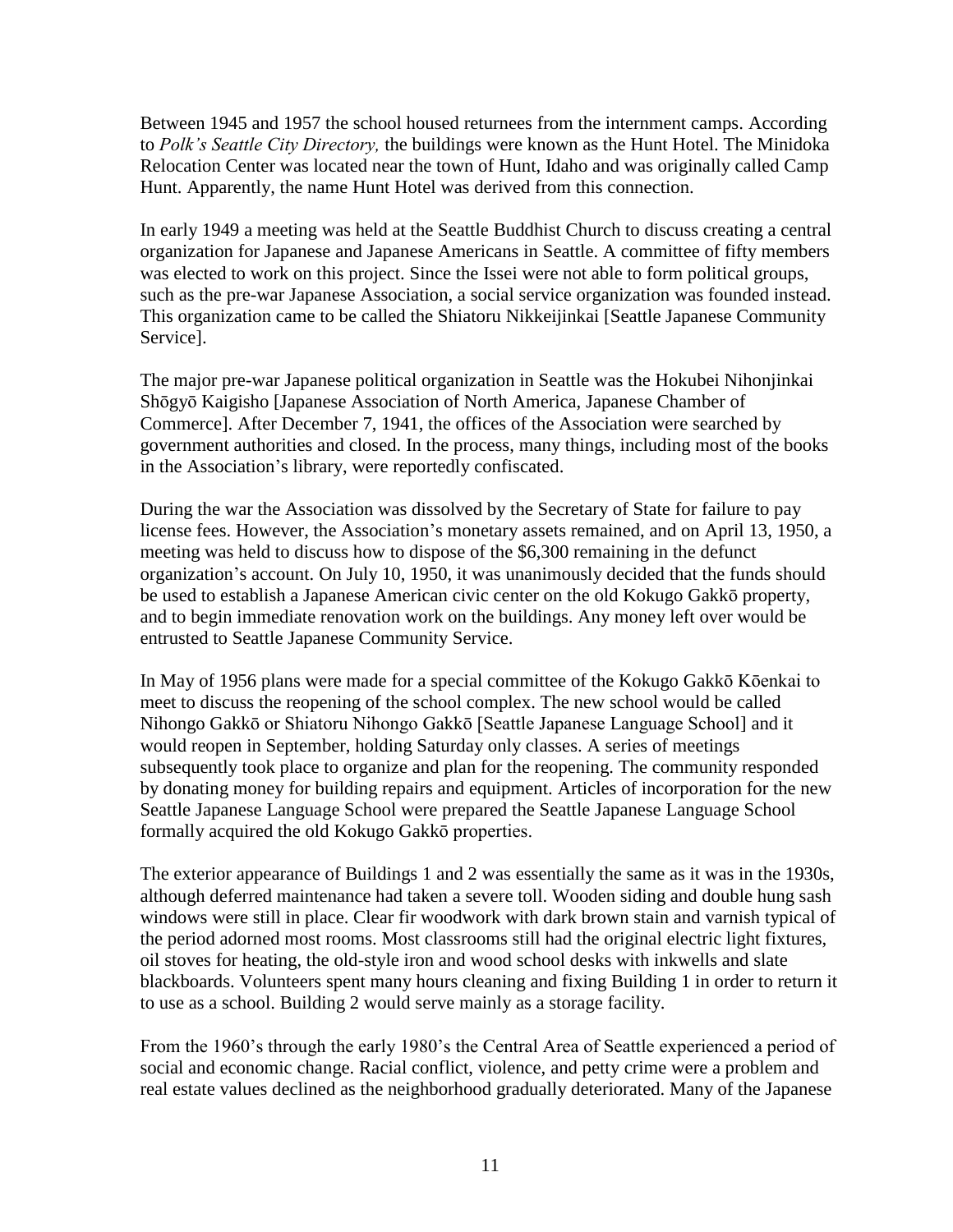Between 1945 and 1957 the school housed returnees from the internment camps. According to *Polk's Seattle City Directory,* the buildings were known as the Hunt Hotel. The Minidoka Relocation Center was located near the town of Hunt, Idaho and was originally called Camp Hunt. Apparently, the name Hunt Hotel was derived from this connection.

In early 1949 a meeting was held at the Seattle Buddhist Church to discuss creating a central organization for Japanese and Japanese Americans in Seattle. A committee of fifty members was elected to work on this project. Since the Issei were not able to form political groups, such as the pre-war Japanese Association, a social service organization was founded instead. This organization came to be called the Shiatoru Nikkeijinkai [Seattle Japanese Community Service].

The major pre-war Japanese political organization in Seattle was the Hokubei Nihonjinkai Shōgyō Kaigisho [Japanese Association of North America, Japanese Chamber of Commerce]. After December 7, 1941, the offices of the Association were searched by government authorities and closed. In the process, many things, including most of the books in the Association's library, were reportedly confiscated.

During the war the Association was dissolved by the Secretary of State for failure to pay license fees. However, the Association's monetary assets remained, and on April 13, 1950, a meeting was held to discuss how to dispose of the $6,300 remaining in the defunct organization's account. On July 10, 1950, it was unanimously decided that the funds should be used to establish a Japanese American civic center on the old Kokugo Gakkō property, and to begin immediate renovation work on the buildings. Any money left over would be entrusted to Seattle Japanese Community Service.

In May of 1956 plans were made for a special committee of the Kokugo Gakkō Kōenkai to meet to discuss the reopening of the school complex. The new school would be called Nihongo Gakkō or Shiatoru Nihongo Gakkō [Seattle Japanese Language School] and it would reopen in September, holding Saturday only classes. A series of meetings subsequently took place to organize and plan for the reopening. The community responded by donating money for building repairs and equipment. Articles of incorporation for the new Seattle Japanese Language School were prepared the Seattle Japanese Language School formally acquired the old Kokugo Gakkō properties.

The exterior appearance of Buildings 1 and 2 was essentially the same as it was in the 1930s, although deferred maintenance had taken a severe toll. Wooden siding and double hung sash windows were still in place. Clear fir woodwork with dark brown stain and varnish typical of the period adorned most rooms. Most classrooms still had the original electric light fixtures, oil stoves for heating, the old-style iron and wood school desks with inkwells and slate blackboards. Volunteers spent many hours cleaning and fixing Building 1 in order to return it to use as a school. Building 2 would serve mainly as a storage facility.

From the 1960's through the early 1980's the Central Area of Seattle experienced a period of social and economic change. Racial conflict, violence, and petty crime were a problem and real estate values declined as the neighborhood gradually deteriorated. Many of the Japanese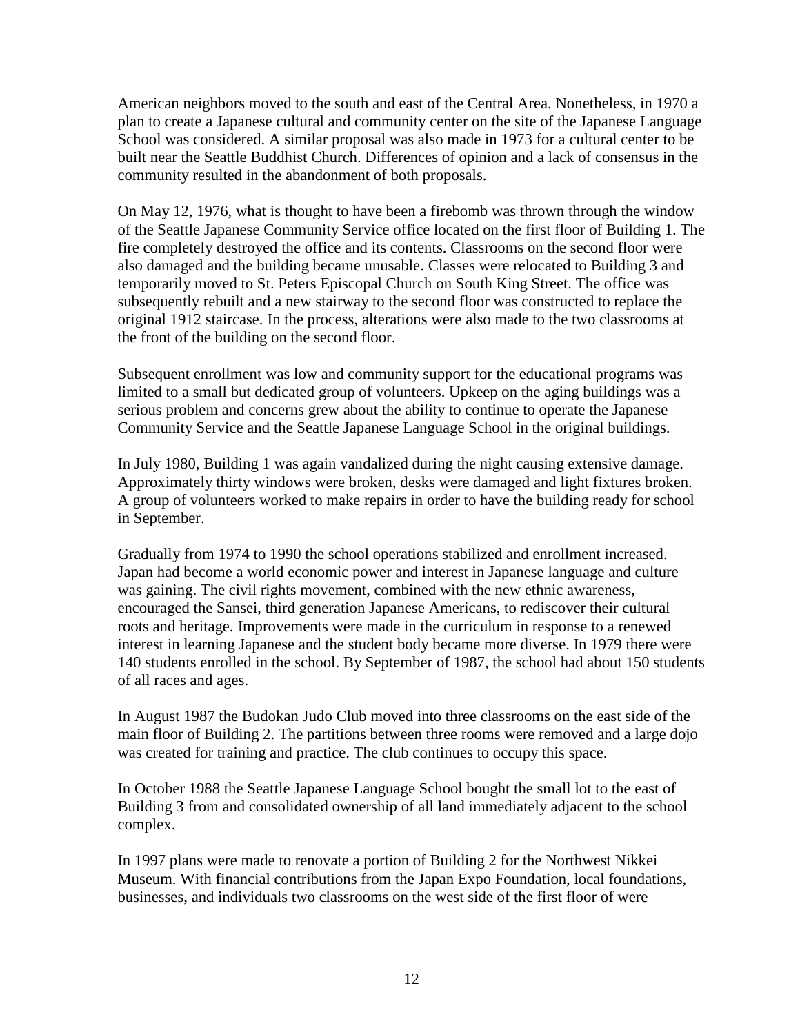American neighbors moved to the south and east of the Central Area. Nonetheless, in 1970 a plan to create a Japanese cultural and community center on the site of the Japanese Language School was considered. A similar proposal was also made in 1973 for a cultural center to be built near the Seattle Buddhist Church. Differences of opinion and a lack of consensus in the community resulted in the abandonment of both proposals.

On May 12, 1976, what is thought to have been a firebomb was thrown through the window of the Seattle Japanese Community Service office located on the first floor of Building 1. The fire completely destroyed the office and its contents. Classrooms on the second floor were also damaged and the building became unusable. Classes were relocated to Building 3 and temporarily moved to St. Peters Episcopal Church on South King Street. The office was subsequently rebuilt and a new stairway to the second floor was constructed to replace the original 1912 staircase. In the process, alterations were also made to the two classrooms at the front of the building on the second floor.

Subsequent enrollment was low and community support for the educational programs was limited to a small but dedicated group of volunteers. Upkeep on the aging buildings was a serious problem and concerns grew about the ability to continue to operate the Japanese Community Service and the Seattle Japanese Language School in the original buildings.

In July 1980, Building 1 was again vandalized during the night causing extensive damage. Approximately thirty windows were broken, desks were damaged and light fixtures broken. A group of volunteers worked to make repairs in order to have the building ready for school in September.

Gradually from 1974 to 1990 the school operations stabilized and enrollment increased. Japan had become a world economic power and interest in Japanese language and culture was gaining. The civil rights movement, combined with the new ethnic awareness, encouraged the Sansei, third generation Japanese Americans, to rediscover their cultural roots and heritage. Improvements were made in the curriculum in response to a renewed interest in learning Japanese and the student body became more diverse. In 1979 there were 140 students enrolled in the school. By September of 1987, the school had about 150 students of all races and ages.

In August 1987 the Budokan Judo Club moved into three classrooms on the east side of the main floor of Building 2. The partitions between three rooms were removed and a large dojo was created for training and practice. The club continues to occupy this space.

In October 1988 the Seattle Japanese Language School bought the small lot to the east of Building 3 from and consolidated ownership of all land immediately adjacent to the school complex.

In 1997 plans were made to renovate a portion of Building 2 for the Northwest Nikkei Museum. With financial contributions from the Japan Expo Foundation, local foundations, businesses, and individuals two classrooms on the west side of the first floor of were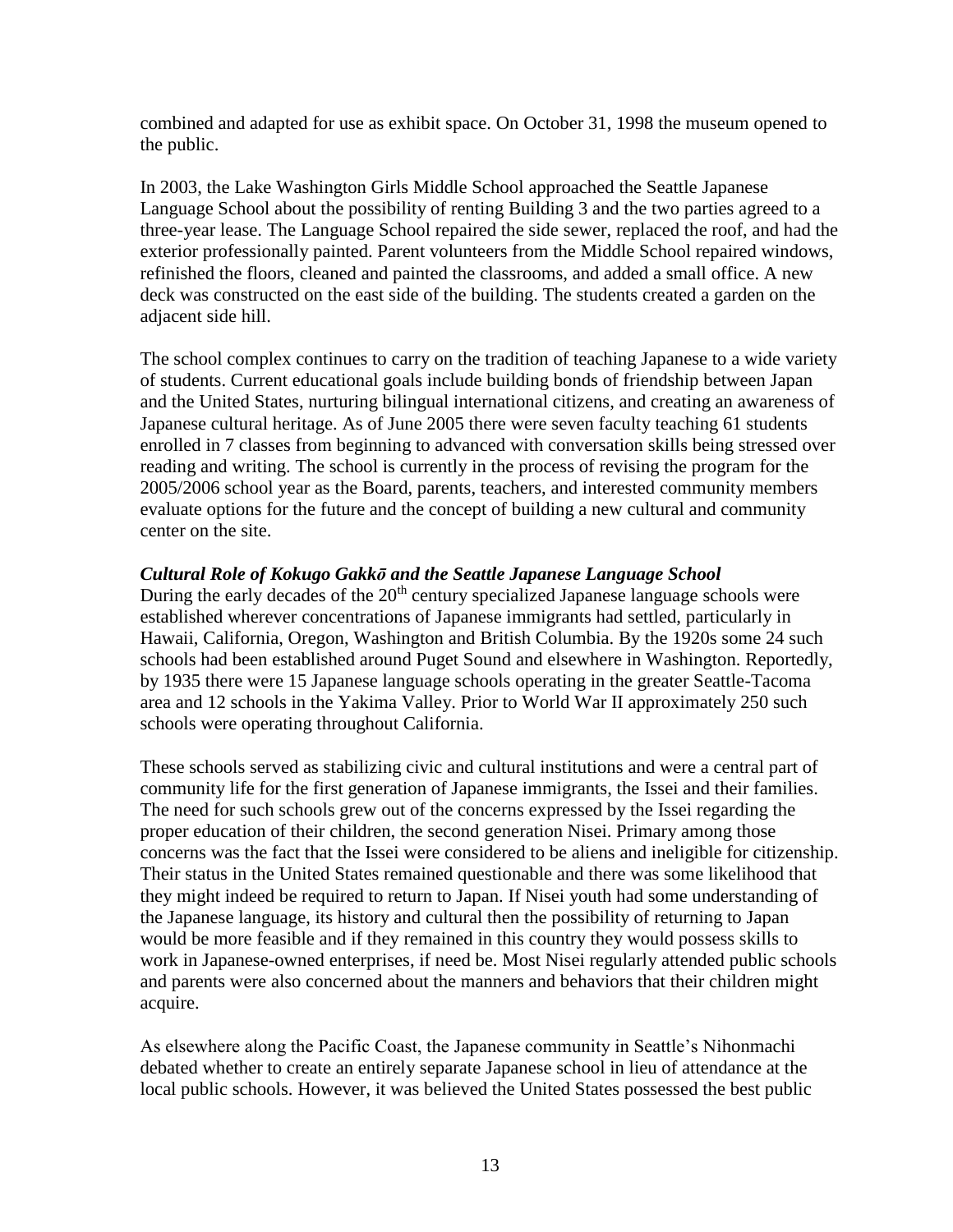combined and adapted for use as exhibit space. On October 31, 1998 the museum opened to the public.

In 2003, the Lake Washington Girls Middle School approached the Seattle Japanese Language School about the possibility of renting Building 3 and the two parties agreed to a three-year lease. The Language School repaired the side sewer, replaced the roof, and had the exterior professionally painted. Parent volunteers from the Middle School repaired windows, refinished the floors, cleaned and painted the classrooms, and added a small office. A new deck was constructed on the east side of the building. The students created a garden on the adjacent side hill.

The school complex continues to carry on the tradition of teaching Japanese to a wide variety of students. Current educational goals include building bonds of friendship between Japan and the United States, nurturing bilingual international citizens, and creating an awareness of Japanese cultural heritage. As of June 2005 there were seven faculty teaching 61 students enrolled in 7 classes from beginning to advanced with conversation skills being stressed over reading and writing. The school is currently in the process of revising the program for the 2005/2006 school year as the Board, parents, teachers, and interested community members evaluate options for the future and the concept of building a new cultural and community center on the site.

***Cultural Role of Kokugo Gakkō and the Seattle Japanese Language School***

During the early decades of the 20th century specialized Japanese language schools were established wherever concentrations of Japanese immigrants had settled, particularly in Hawaii, California, Oregon, Washington and British Columbia. By the 1920s some 24 such schools had been established around Puget Sound and elsewhere in Washington. Reportedly, by 1935 there were 15 Japanese language schools operating in the greater Seattle-Tacoma area and 12 schools in the Yakima Valley. Prior to World War II approximately 250 such schools were operating throughout California.

These schools served as stabilizing civic and cultural institutions and were a central part of community life for the first generation of Japanese immigrants, the Issei and their families. The need for such schools grew out of the concerns expressed by the Issei regarding the proper education of their children, the second generation Nisei. Primary among those concerns was the fact that the Issei were considered to be aliens and ineligible for citizenship. Their status in the United States remained questionable and there was some likelihood that they might indeed be required to return to Japan. If Nisei youth had some understanding of the Japanese language, its history and cultural then the possibility of returning to Japan would be more feasible and if they remained in this country they would possess skills to work in Japanese-owned enterprises, if need be. Most Nisei regularly attended public schools and parents were also concerned about the manners and behaviors that their children might acquire.

As elsewhere along the Pacific Coast, the Japanese community in Seattle's Nihonmachi debated whether to create an entirely separate Japanese school in lieu of attendance at the local public schools. However, it was believed the United States possessed the best public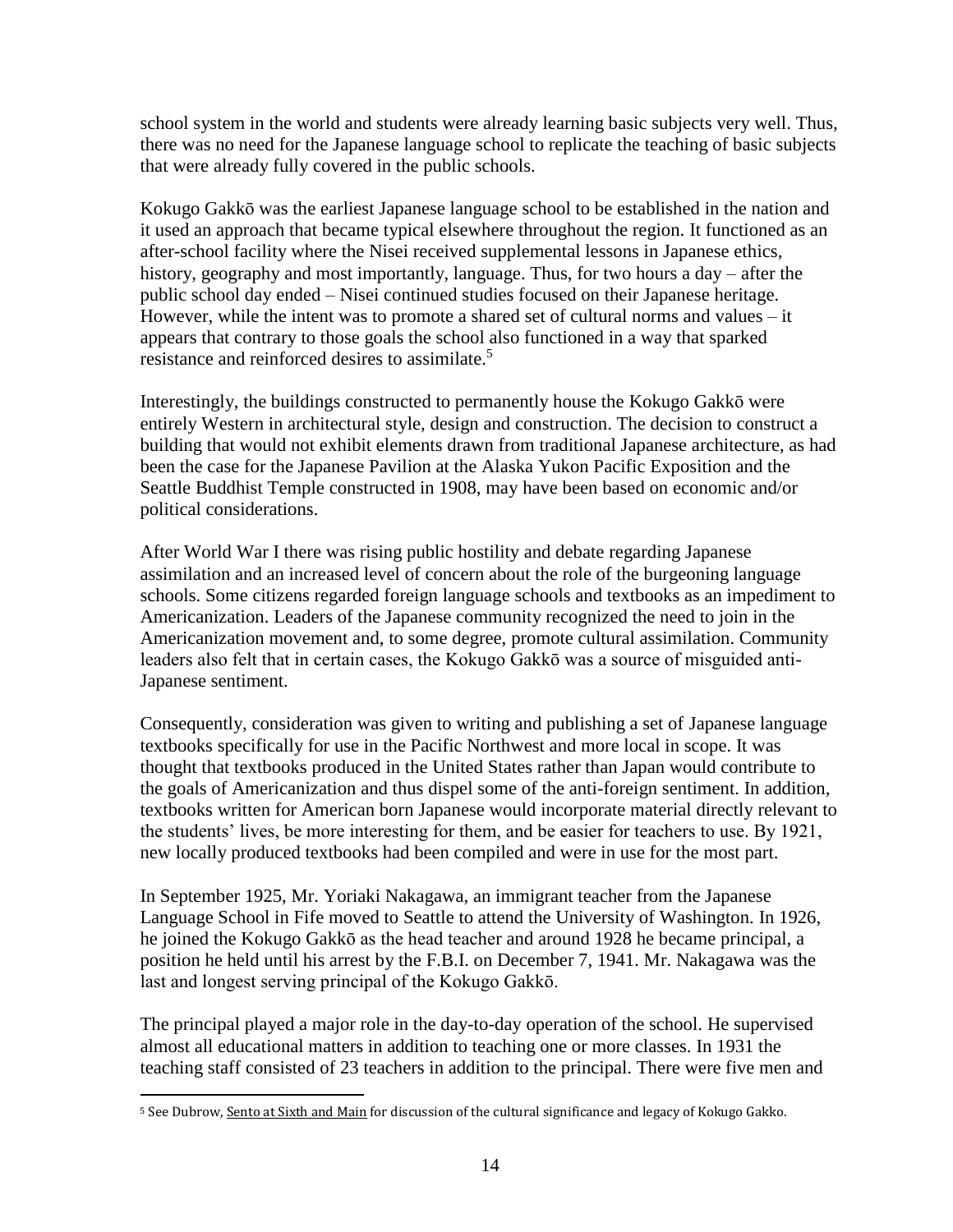school system in the world and students were already learning basic subjects very well. Thus, there was no need for the Japanese language school to replicate the teaching of basic subjects that were already fully covered in the public schools.

Kokugo Gakkō was the earliest Japanese language school to be established in the nation and it used an approach that became typical elsewhere throughout the region. It functioned as an after-school facility where the Nisei received supplemental lessons in Japanese ethics, history, geography and most importantly, language. Thus, for two hours a day – after the public school day ended – Nisei continued studies focused on their Japanese heritage. However, while the intent was to promote a shared set of cultural norms and values – it appears that contrary to those goals the school also functioned in a way that sparked resistance and reinforced desires to assimilate.[5]

Interestingly, the buildings constructed to permanently house the Kokugo Gakkō were entirely Western in architectural style, design and construction. The decision to construct a building that would not exhibit elements drawn from traditional Japanese architecture, as had been the case for the Japanese Pavilion at the Alaska Yukon Pacific Exposition and the Seattle Buddhist Temple constructed in 1908, may have been based on economic and/or political considerations.

After World War I there was rising public hostility and debate regarding Japanese assimilation and an increased level of concern about the role of the burgeoning language schools. Some citizens regarded foreign language schools and textbooks as an impediment to Americanization. Leaders of the Japanese community recognized the need to join in the Americanization movement and, to some degree, promote cultural assimilation. Community leaders also felt that in certain cases, the Kokugo Gakkō was a source of misguided anti-Japanese sentiment.

Consequently, consideration was given to writing and publishing a set of Japanese language textbooks specifically for use in the Pacific Northwest and more local in scope. It was thought that textbooks produced in the United States rather than Japan would contribute to the goals of Americanization and thus dispel some of the anti-foreign sentiment. In addition, textbooks written for American born Japanese would incorporate material directly relevant to the students' lives, be more interesting for them, and be easier for teachers to use. By 1921, new locally produced textbooks had been compiled and were in use for the most part.

In September 1925, Mr. Yoriaki Nakagawa, an immigrant teacher from the Japanese Language School in Fife moved to Seattle to attend the University of Washington. In 1926, he joined the Kokugo Gakkō as the head teacher and around 1928 he became principal, a position he held until his arrest by the F.B.I. on December 7, 1941. Mr. Nakagawa was the last and longest serving principal of the Kokugo Gakkō.

The principal played a major role in the day-to-day operation of the school. He supervised almost all educational matters in addition to teaching one or more classes. In 1931 the teaching staff consisted of 23 teachers in addition to the principal. There were five men and

---

[5] See Dubrow, Sento at Sixth and Main for discussion of the cultural significance and legacy of Kokugo Gakko.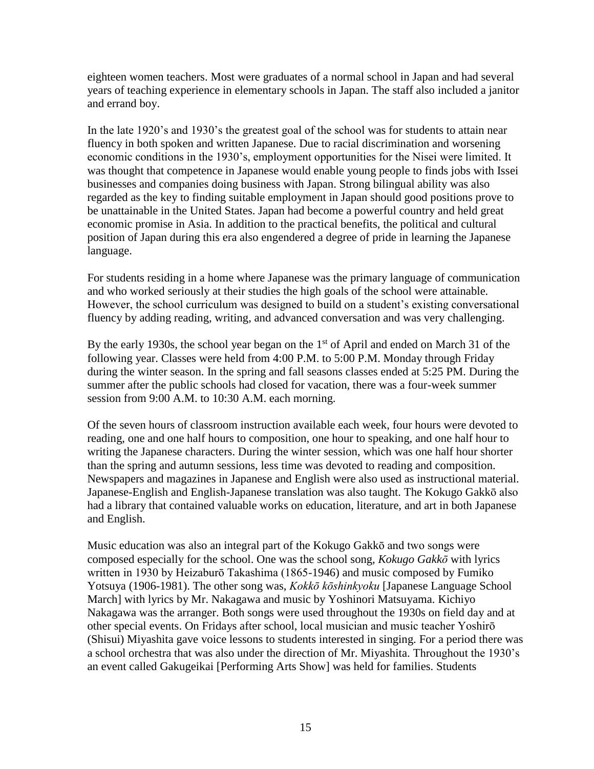eighteen women teachers. Most were graduates of a normal school in Japan and had several years of teaching experience in elementary schools in Japan. The staff also included a janitor and errand boy.

In the late 1920's and 1930's the greatest goal of the school was for students to attain near fluency in both spoken and written Japanese. Due to racial discrimination and worsening economic conditions in the 1930's, employment opportunities for the Nisei were limited. It was thought that competence in Japanese would enable young people to finds jobs with Issei businesses and companies doing business with Japan. Strong bilingual ability was also regarded as the key to finding suitable employment in Japan should good positions prove to be unattainable in the United States. Japan had become a powerful country and held great economic promise in Asia. In addition to the practical benefits, the political and cultural position of Japan during this era also engendered a degree of pride in learning the Japanese language.

For students residing in a home where Japanese was the primary language of communication and who worked seriously at their studies the high goals of the school were attainable. However, the school curriculum was designed to build on a student's existing conversational fluency by adding reading, writing, and advanced conversation and was very challenging.

By the early 1930s, the school year began on the 1st of April and ended on March 31 of the following year. Classes were held from 4:00 P.M. to 5:00 P.M. Monday through Friday during the winter season. In the spring and fall seasons classes ended at 5:25 PM. During the summer after the public schools had closed for vacation, there was a four-week summer session from 9:00 A.M. to 10:30 A.M. each morning.

Of the seven hours of classroom instruction available each week, four hours were devoted to reading, one and one half hours to composition, one hour to speaking, and one half hour to writing the Japanese characters. During the winter session, which was one half hour shorter than the spring and autumn sessions, less time was devoted to reading and composition. Newspapers and magazines in Japanese and English were also used as instructional material. Japanese-English and English-Japanese translation was also taught. The Kokugo Gakkō also had a library that contained valuable works on education, literature, and art in both Japanese and English.

Music education was also an integral part of the Kokugo Gakkō and two songs were composed especially for the school. One was the school song, *Kokugo Gakkō* with lyrics written in 1930 by Heizaburō Takashima (1865-1946) and music composed by Fumiko Yotsuya (1906-1981). The other song was, *Kokkō kōshinkyoku* [Japanese Language School March] with lyrics by Mr. Nakagawa and music by Yoshinori Matsuyama. Kichiyo Nakagawa was the arranger. Both songs were used throughout the 1930s on field day and at other special events. On Fridays after school, local musician and music teacher Yoshirō (Shisui) Miyashita gave voice lessons to students interested in singing. For a period there was a school orchestra that was also under the direction of Mr. Miyashita. Throughout the 1930's an event called Gakugeikai [Performing Arts Show] was held for families. Students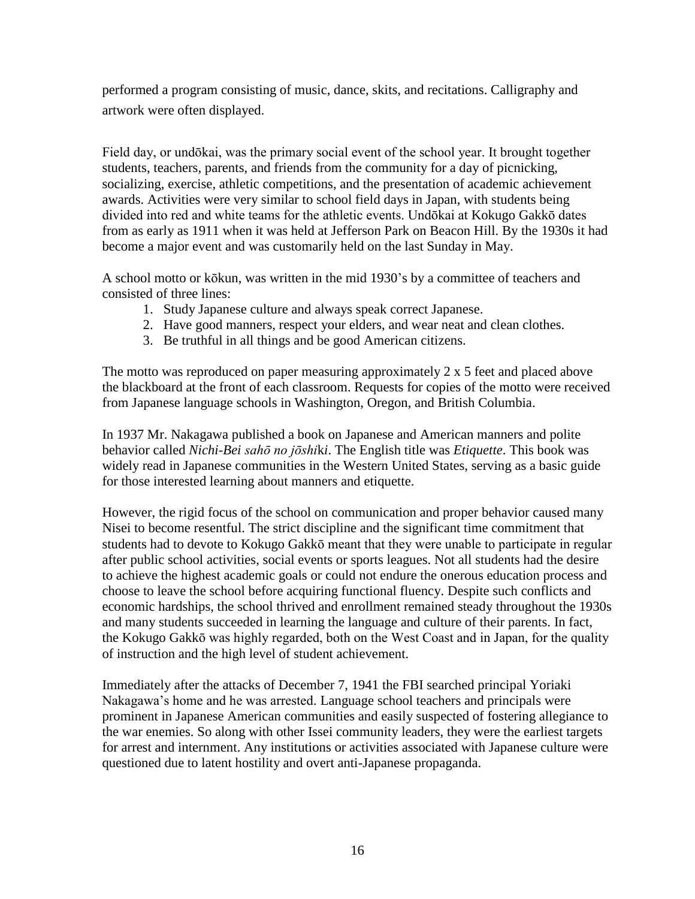performed a program consisting of music, dance, skits, and recitations. Calligraphy and artwork were often displayed.

Field day, or undōkai, was the primary social event of the school year. It brought together students, teachers, parents, and friends from the community for a day of picnicking, socializing, exercise, athletic competitions, and the presentation of academic achievement awards. Activities were very similar to school field days in Japan, with students being divided into red and white teams for the athletic events. Undōkai at Kokugo Gakkō dates from as early as 1911 when it was held at Jefferson Park on Beacon Hill. By the 1930s it had become a major event and was customarily held on the last Sunday in May.

A school motto or kōkun, was written in the mid 1930's by a committee of teachers and consisted of three lines:

1. Study Japanese culture and always speak correct Japanese.
2. Have good manners, respect your elders, and wear neat and clean clothes.
3. Be truthful in all things and be good American citizens.

The motto was reproduced on paper measuring approximately 2 x 5 feet and placed above the blackboard at the front of each classroom. Requests for copies of the motto were received from Japanese language schools in Washington, Oregon, and British Columbia.

In 1937 Mr. Nakagawa published a book on Japanese and American manners and polite behavior called *Nichi-Bei sahō no jōshiki*. The English title was *Etiquette*. This book was widely read in Japanese communities in the Western United States, serving as a basic guide for those interested learning about manners and etiquette.

However, the rigid focus of the school on communication and proper behavior caused many Nisei to become resentful. The strict discipline and the significant time commitment that students had to devote to Kokugo Gakkō meant that they were unable to participate in regular after public school activities, social events or sports leagues. Not all students had the desire to achieve the highest academic goals or could not endure the onerous education process and choose to leave the school before acquiring functional fluency. Despite such conflicts and economic hardships, the school thrived and enrollment remained steady throughout the 1930s and many students succeeded in learning the language and culture of their parents. In fact, the Kokugo Gakkō was highly regarded, both on the West Coast and in Japan, for the quality of instruction and the high level of student achievement.

Immediately after the attacks of December 7, 1941 the FBI searched principal Yoriaki Nakagawa's home and he was arrested. Language school teachers and principals were prominent in Japanese American communities and easily suspected of fostering allegiance to the war enemies. So along with other Issei community leaders, they were the earliest targets for arrest and internment. Any institutions or activities associated with Japanese culture were questioned due to latent hostility and overt anti-Japanese propaganda.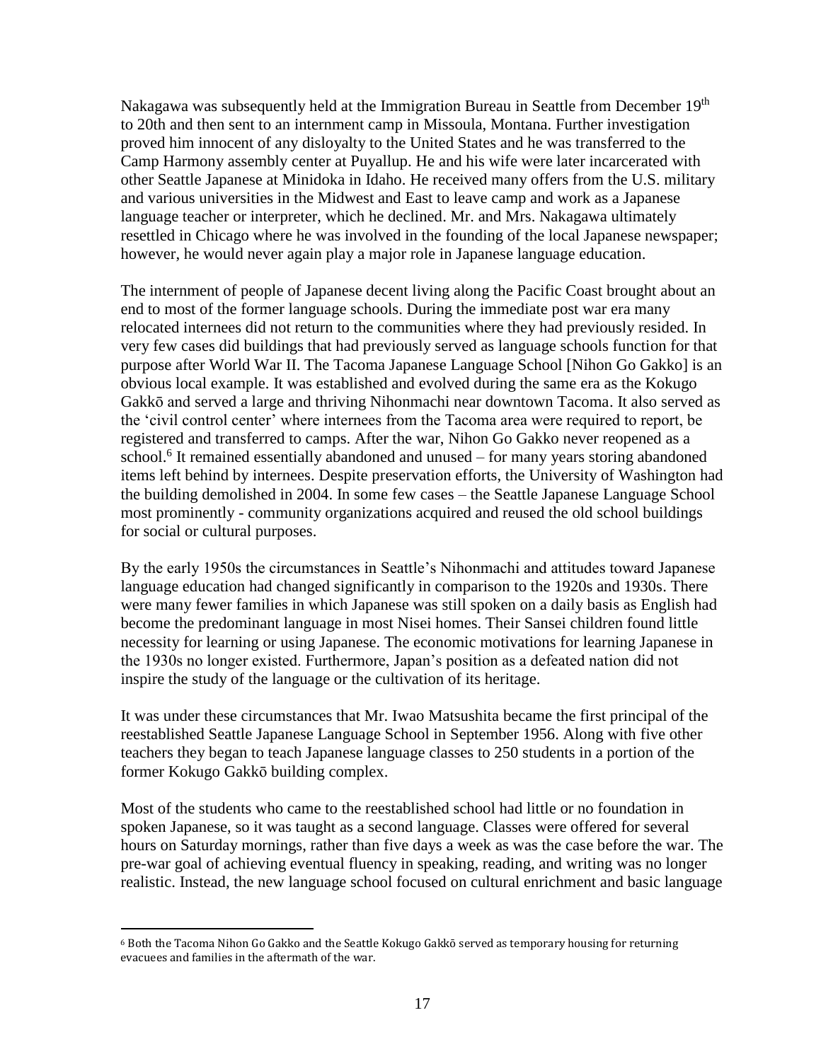Nakagawa was subsequently held at the Immigration Bureau in Seattle from December 19th to 20th and then sent to an internment camp in Missoula, Montana. Further investigation proved him innocent of any disloyalty to the United States and he was transferred to the Camp Harmony assembly center at Puyallup. He and his wife were later incarcerated with other Seattle Japanese at Minidoka in Idaho. He received many offers from the U.S. military and various universities in the Midwest and East to leave camp and work as a Japanese language teacher or interpreter, which he declined. Mr. and Mrs. Nakagawa ultimately resettled in Chicago where he was involved in the founding of the local Japanese newspaper; however, he would never again play a major role in Japanese language education.

The internment of people of Japanese decent living along the Pacific Coast brought about an end to most of the former language schools. During the immediate post war era many relocated internees did not return to the communities where they had previously resided. In very few cases did buildings that had previously served as language schools function for that purpose after World War II. The Tacoma Japanese Language School [Nihon Go Gakko] is an obvious local example. It was established and evolved during the same era as the Kokugo Gakkō and served a large and thriving Nihonmachi near downtown Tacoma. It also served as the 'civil control center' where internees from the Tacoma area were required to report, be registered and transferred to camps. After the war, Nihon Go Gakko never reopened as a school.[6] It remained essentially abandoned and unused – for many years storing abandoned items left behind by internees. Despite preservation efforts, the University of Washington had the building demolished in 2004. In some few cases – the Seattle Japanese Language School most prominently - community organizations acquired and reused the old school buildings for social or cultural purposes.

By the early 1950s the circumstances in Seattle's Nihonmachi and attitudes toward Japanese language education had changed significantly in comparison to the 1920s and 1930s. There were many fewer families in which Japanese was still spoken on a daily basis as English had become the predominant language in most Nisei homes. Their Sansei children found little necessity for learning or using Japanese. The economic motivations for learning Japanese in the 1930s no longer existed. Furthermore, Japan's position as a defeated nation did not inspire the study of the language or the cultivation of its heritage.

It was under these circumstances that Mr. Iwao Matsushita became the first principal of the reestablished Seattle Japanese Language School in September 1956. Along with five other teachers they began to teach Japanese language classes to 250 students in a portion of the former Kokugo Gakkō building complex.

Most of the students who came to the reestablished school had little or no foundation in spoken Japanese, so it was taught as a second language. Classes were offered for several hours on Saturday mornings, rather than five days a week as was the case before the war. The pre-war goal of achieving eventual fluency in speaking, reading, and writing was no longer realistic. Instead, the new language school focused on cultural enrichment and basic language

---

[6] Both the Tacoma Nihon Go Gakko and the Seattle Kokugo Gakkō served as temporary housing for returning evacuees and families in the aftermath of the war.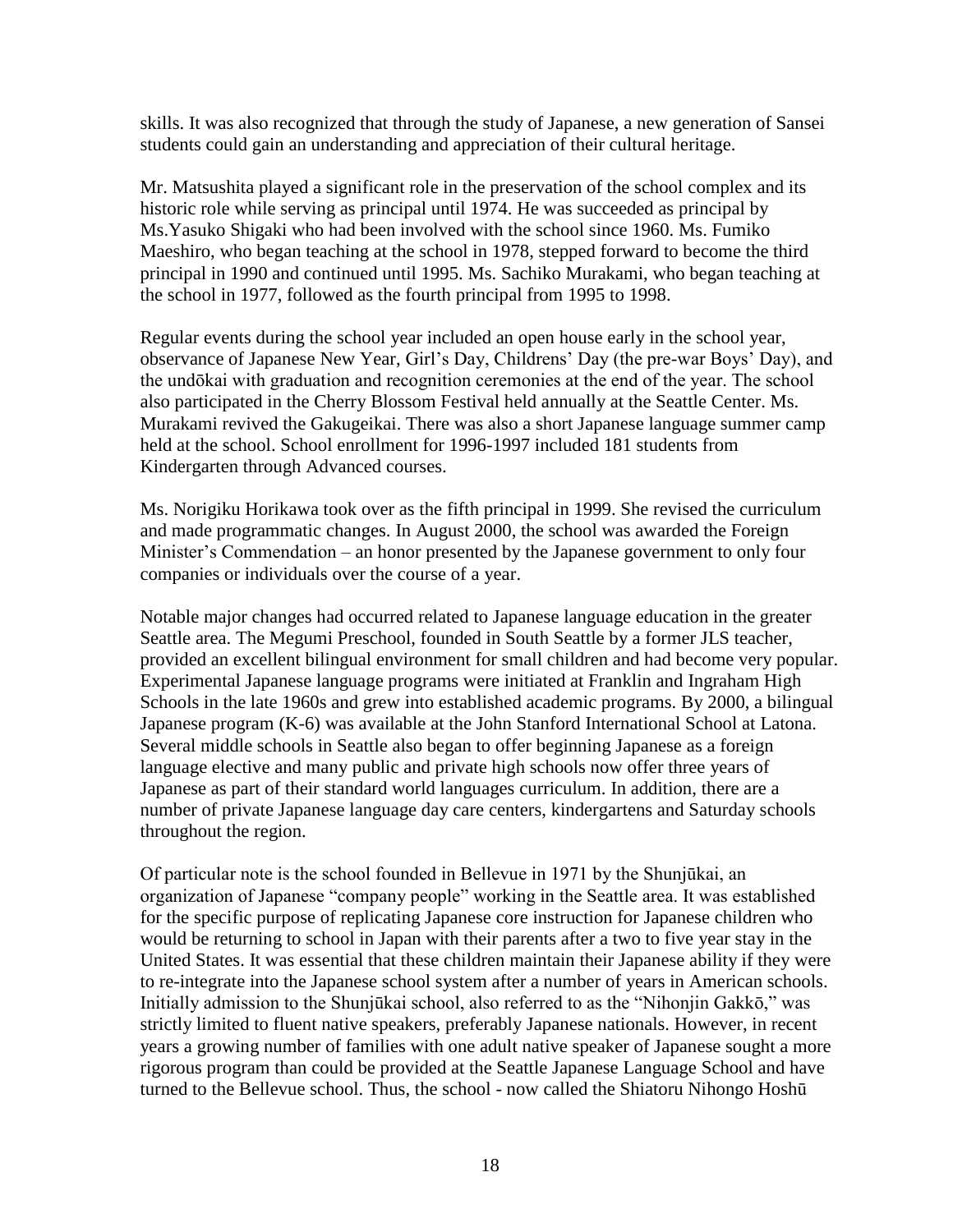skills. It was also recognized that through the study of Japanese, a new generation of Sansei students could gain an understanding and appreciation of their cultural heritage.

Mr. Matsushita played a significant role in the preservation of the school complex and its historic role while serving as principal until 1974. He was succeeded as principal by Ms.Yasuko Shigaki who had been involved with the school since 1960. Ms. Fumiko Maeshiro, who began teaching at the school in 1978, stepped forward to become the third principal in 1990 and continued until 1995. Ms. Sachiko Murakami, who began teaching at the school in 1977, followed as the fourth principal from 1995 to 1998.

Regular events during the school year included an open house early in the school year, observance of Japanese New Year, Girl's Day, Childrens' Day (the pre-war Boys' Day), and the undōkai with graduation and recognition ceremonies at the end of the year. The school also participated in the Cherry Blossom Festival held annually at the Seattle Center. Ms. Murakami revived the Gakugeikai. There was also a short Japanese language summer camp held at the school. School enrollment for 1996-1997 included 181 students from Kindergarten through Advanced courses.

Ms. Norigiku Horikawa took over as the fifth principal in 1999. She revised the curriculum and made programmatic changes. In August 2000, the school was awarded the Foreign Minister's Commendation – an honor presented by the Japanese government to only four companies or individuals over the course of a year.

Notable major changes had occurred related to Japanese language education in the greater Seattle area. The Megumi Preschool, founded in South Seattle by a former JLS teacher, provided an excellent bilingual environment for small children and had become very popular. Experimental Japanese language programs were initiated at Franklin and Ingraham High Schools in the late 1960s and grew into established academic programs. By 2000, a bilingual Japanese program (K-6) was available at the John Stanford International School at Latona. Several middle schools in Seattle also began to offer beginning Japanese as a foreign language elective and many public and private high schools now offer three years of Japanese as part of their standard world languages curriculum. In addition, there are a number of private Japanese language day care centers, kindergartens and Saturday schools throughout the region.

Of particular note is the school founded in Bellevue in 1971 by the Shunjūkai, an organization of Japanese "company people" working in the Seattle area. It was established for the specific purpose of replicating Japanese core instruction for Japanese children who would be returning to school in Japan with their parents after a two to five year stay in the United States. It was essential that these children maintain their Japanese ability if they were to re-integrate into the Japanese school system after a number of years in American schools. Initially admission to the Shunjūkai school, also referred to as the "Nihonjin Gakkō," was strictly limited to fluent native speakers, preferably Japanese nationals. However, in recent years a growing number of families with one adult native speaker of Japanese sought a more rigorous program than could be provided at the Seattle Japanese Language School and have turned to the Bellevue school. Thus, the school - now called the Shiatoru Nihongo Hoshū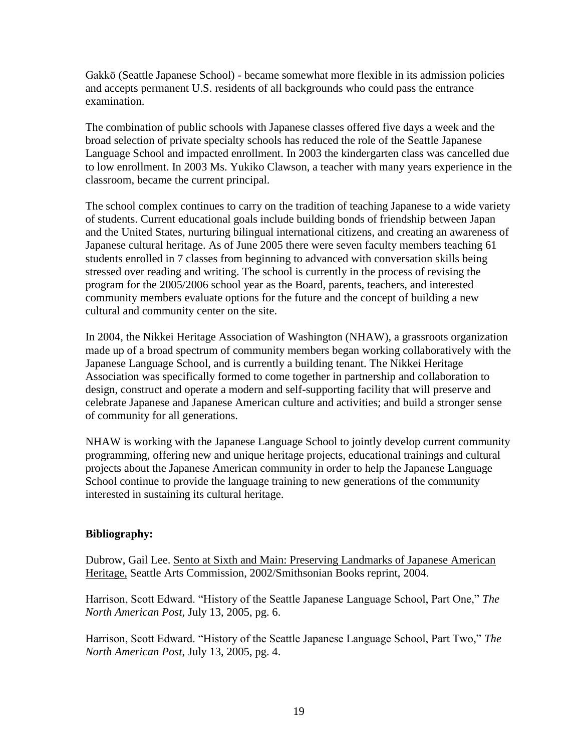Gakkō (Seattle Japanese School) - became somewhat more flexible in its admission policies and accepts permanent U.S. residents of all backgrounds who could pass the entrance examination.

The combination of public schools with Japanese classes offered five days a week and the broad selection of private specialty schools has reduced the role of the Seattle Japanese Language School and impacted enrollment. In 2003 the kindergarten class was cancelled due to low enrollment. In 2003 Ms. Yukiko Clawson, a teacher with many years experience in the classroom, became the current principal.

The school complex continues to carry on the tradition of teaching Japanese to a wide variety of students. Current educational goals include building bonds of friendship between Japan and the United States, nurturing bilingual international citizens, and creating an awareness of Japanese cultural heritage. As of June 2005 there were seven faculty members teaching 61 students enrolled in 7 classes from beginning to advanced with conversation skills being stressed over reading and writing. The school is currently in the process of revising the program for the 2005/2006 school year as the Board, parents, teachers, and interested community members evaluate options for the future and the concept of building a new cultural and community center on the site.

In 2004, the Nikkei Heritage Association of Washington (NHAW), a grassroots organization made up of a broad spectrum of community members began working collaboratively with the Japanese Language School, and is currently a building tenant. The Nikkei Heritage Association was specifically formed to come together in partnership and collaboration to design, construct and operate a modern and self-supporting facility that will preserve and celebrate Japanese and Japanese American culture and activities; and build a stronger sense of community for all generations.

NHAW is working with the Japanese Language School to jointly develop current community programming, offering new and unique heritage projects, educational trainings and cultural projects about the Japanese American community in order to help the Japanese Language School continue to provide the language training to new generations of the community interested in sustaining its cultural heritage.

**Bibliography:**

Dubrow, Gail Lee. Sento at Sixth and Main: Preserving Landmarks of Japanese American Heritage, Seattle Arts Commission, 2002/Smithsonian Books reprint, 2004.

Harrison, Scott Edward. "History of the Seattle Japanese Language School, Part One," *The North American Post*, July 13, 2005, pg. 6.

Harrison, Scott Edward. "History of the Seattle Japanese Language School, Part Two," *The North American Post*, July 13, 2005, pg. 4.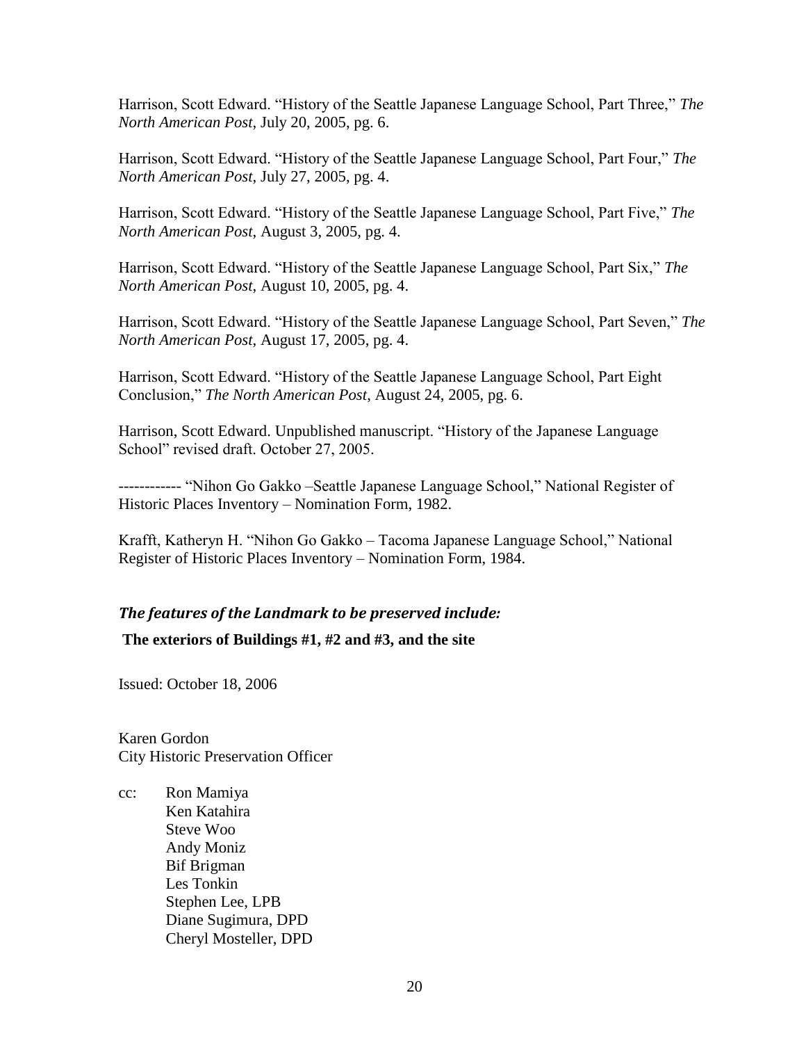Harrison, Scott Edward. "History of the Seattle Japanese Language School, Part Three," *The North American Post*, July 20, 2005, pg. 6.

Harrison, Scott Edward. "History of the Seattle Japanese Language School, Part Four," *The North American Post*, July 27, 2005, pg. 4.

Harrison, Scott Edward. "History of the Seattle Japanese Language School, Part Five," *The North American Post*, August 3, 2005, pg. 4.

Harrison, Scott Edward. "History of the Seattle Japanese Language School, Part Six," *The North American Post*, August 10, 2005, pg. 4.

Harrison, Scott Edward. "History of the Seattle Japanese Language School, Part Seven," *The North American Post*, August 17, 2005, pg. 4.

Harrison, Scott Edward. "History of the Seattle Japanese Language School, Part Eight Conclusion," *The North American Post*, August 24, 2005, pg. 6.

Harrison, Scott Edward. Unpublished manuscript. "History of the Japanese Language School" revised draft. October 27, 2005.

------------ "Nihon Go Gakko –Seattle Japanese Language School," National Register of Historic Places Inventory – Nomination Form, 1982.

Krafft, Katheryn H. "Nihon Go Gakko – Tacoma Japanese Language School," National Register of Historic Places Inventory – Nomination Form, 1984.

### *The features of the Landmark to be preserved include:*

**The exteriors of Buildings #1, #2 and #3, and the site**

Issued: October 18, 2006

Karen Gordon
City Historic Preservation Officer

cc: Ron Mamiya
Ken Katahira
Steve Woo
Andy Moniz
Bif Brigman
Les Tonkin
Stephen Lee, LPB
Diane Sugimura, DPD
Cheryl Mosteller, DPD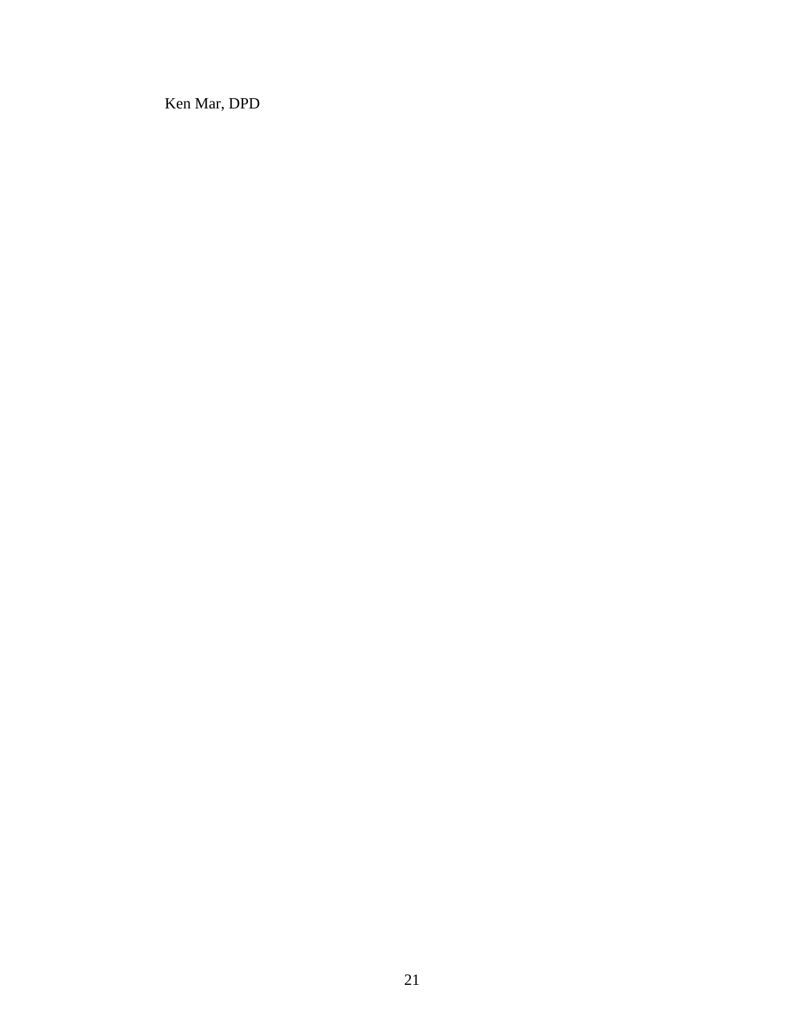Ken Mar, DPD